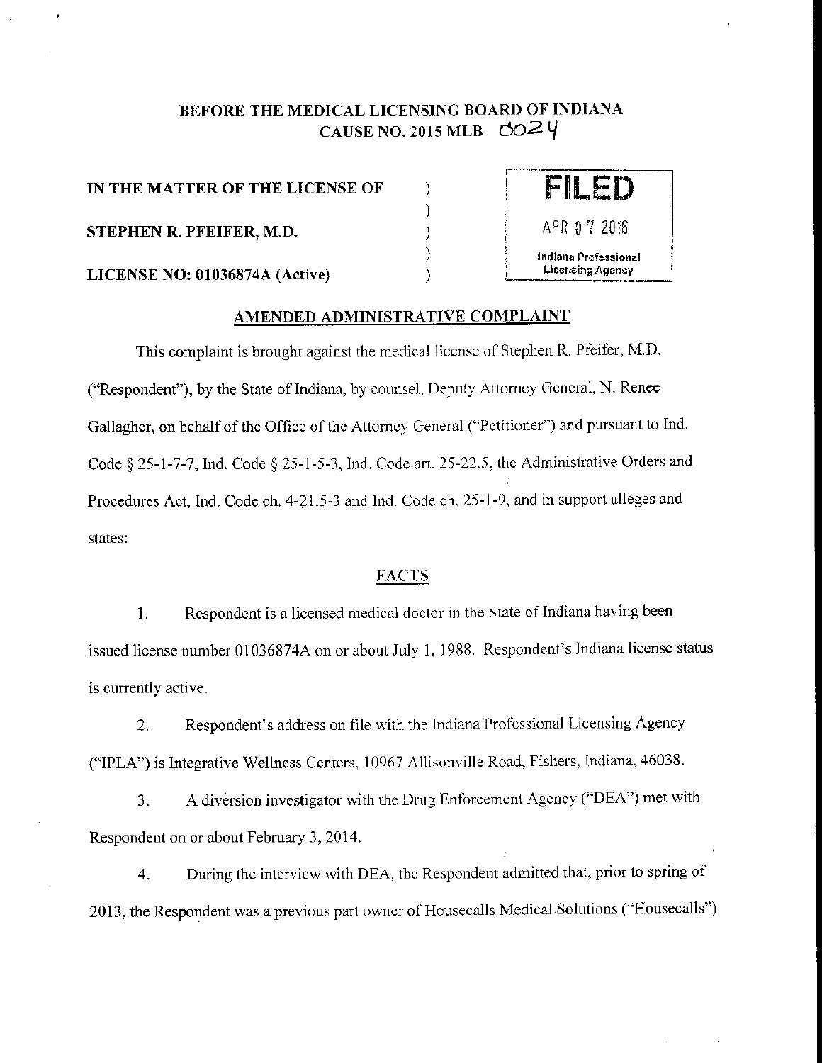**BEFORE THE MEDICAL LICENSING BOARD OF INDIANA**
**CAUSE NO. 2015 MLB 0024**

| | | |
|---|---|---|
| **IN THE MATTER OF THE LICENSE OF** | ) | FILED |
| | ) | |
| **STEPHEN R. PFEIFER, M.D.** | ) | APR 07 2016 |
| | ) | Indiana Professional |
| **LICENSE NO: 01036874A (Active)** | ) | Licensing Agency |

## AMENDED ADMINISTRATIVE COMPLAINT

This complaint is brought against the medical license of Stephen R. Pfeifer, M.D. ("Respondent"), by the State of Indiana, by counsel, Deputy Attorney General, N. Renee Gallagher, on behalf of the Office of the Attorney General ("Petitioner") and pursuant to Ind. Code § 25-1-7-7, Ind. Code § 25-1-5-3, Ind. Code art. 25-22.5, the Administrative Orders and Procedures Act, Ind. Code ch. 4-21.5-3 and Ind. Code ch. 25-1-9, and in support alleges and states:

### FACTS

1. Respondent is a licensed medical doctor in the State of Indiana having been issued license number 01036874A on or about July 1, 1988. Respondent's Indiana license status is currently active.

2. Respondent's address on file with the Indiana Professional Licensing Agency ("IPLA") is Integrative Wellness Centers, 10967 Allisonville Road, Fishers, Indiana, 46038.

3. A diversion investigator with the Drug Enforcement Agency ("DEA") met with Respondent on or about February 3, 2014.

4. During the interview with DEA, the Respondent admitted that, prior to spring of 2013, the Respondent was a previous part owner of Housecalls Medical Solutions ("Housecalls")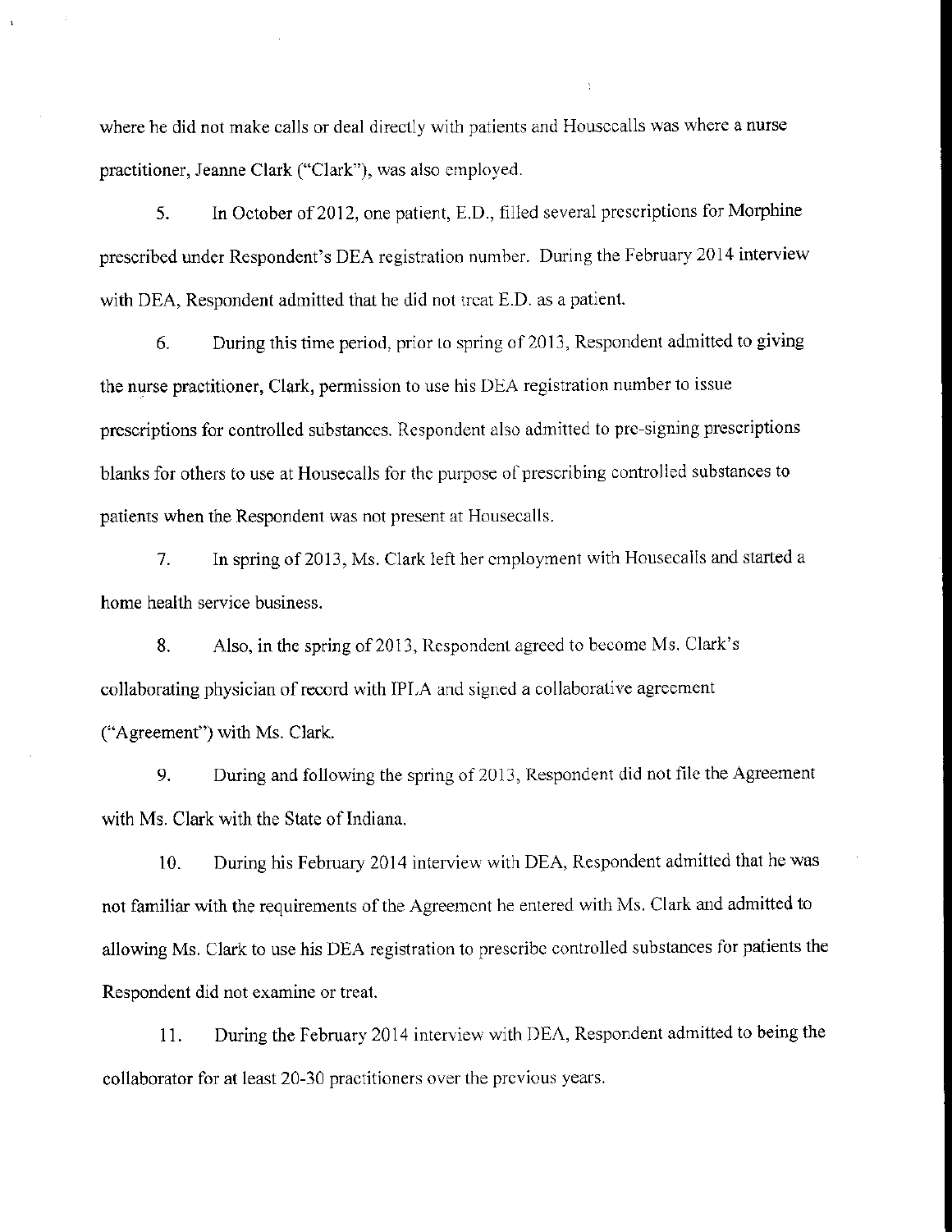where he did not make calls or deal directly with patients and Housecalls was where a nurse practitioner, Jeanne Clark ("Clark"), was also employed.

5. In October of 2012, one patient, E.D., filled several prescriptions for Morphine prescribed under Respondent's DEA registration number. During the February 2014 interview with DEA, Respondent admitted that he did not treat E.D. as a patient.

6. During this time period, prior to spring of 2013, Respondent admitted to giving the nurse practitioner, Clark, permission to use his DEA registration number to issue prescriptions for controlled substances. Respondent also admitted to pre-signing prescriptions blanks for others to use at Housecalls for the purpose of prescribing controlled substances to patients when the Respondent was not present at Housecalls.

7. In spring of 2013, Ms. Clark left her employment with Housecalls and started a home health service business.

8. Also, in the spring of 2013, Respondent agreed to become Ms. Clark's collaborating physician of record with IPLA and signed a collaborative agreement ("Agreement") with Ms. Clark.

9. During and following the spring of 2013, Respondent did not file the Agreement with Ms. Clark with the State of Indiana.

10. During his February 2014 interview with DEA, Respondent admitted that he was not familiar with the requirements of the Agreement he entered with Ms. Clark and admitted to allowing Ms. Clark to use his DEA registration to prescribe controlled substances for patients the Respondent did not examine or treat.

11. During the February 2014 interview with DEA, Respondent admitted to being the collaborator for at least 20-30 practitioners over the previous years.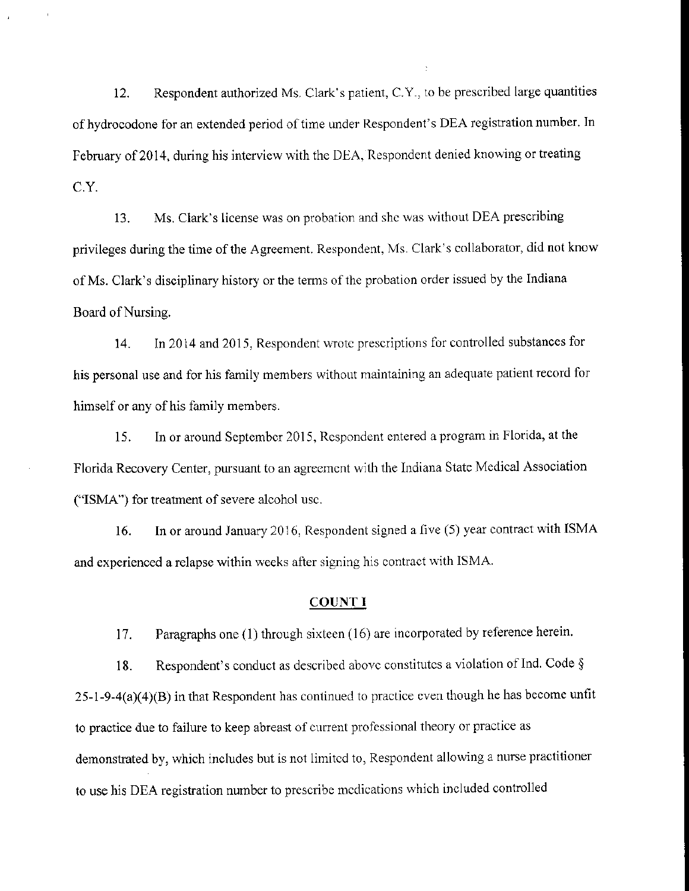12. Respondent authorized Ms. Clark's patient, C.Y., to be prescribed large quantities of hydrocodone for an extended period of time under Respondent's DEA registration number. In February of 2014, during his interview with the DEA, Respondent denied knowing or treating C.Y.

13. Ms. Clark's license was on probation and she was without DEA prescribing privileges during the time of the Agreement. Respondent, Ms. Clark's collaborator, did not know of Ms. Clark's disciplinary history or the terms of the probation order issued by the Indiana Board of Nursing.

14. In 2014 and 2015, Respondent wrote prescriptions for controlled substances for his personal use and for his family members without maintaining an adequate patient record for himself or any of his family members.

15. In or around September 2015, Respondent entered a program in Florida, at the Florida Recovery Center, pursuant to an agreement with the Indiana State Medical Association ("ISMA") for treatment of severe alcohol use.

16. In or around January 2016, Respondent signed a five (5) year contract with ISMA and experienced a relapse within weeks after signing his contract with ISMA.

## COUNT I

17. Paragraphs one (1) through sixteen (16) are incorporated by reference herein.

18. Respondent's conduct as described above constitutes a violation of Ind. Code § 25-1-9-4(a)(4)(B) in that Respondent has continued to practice even though he has become unfit to practice due to failure to keep abreast of current professional theory or practice as demonstrated by, which includes but is not limited to, Respondent allowing a nurse practitioner to use his DEA registration number to prescribe medications which included controlled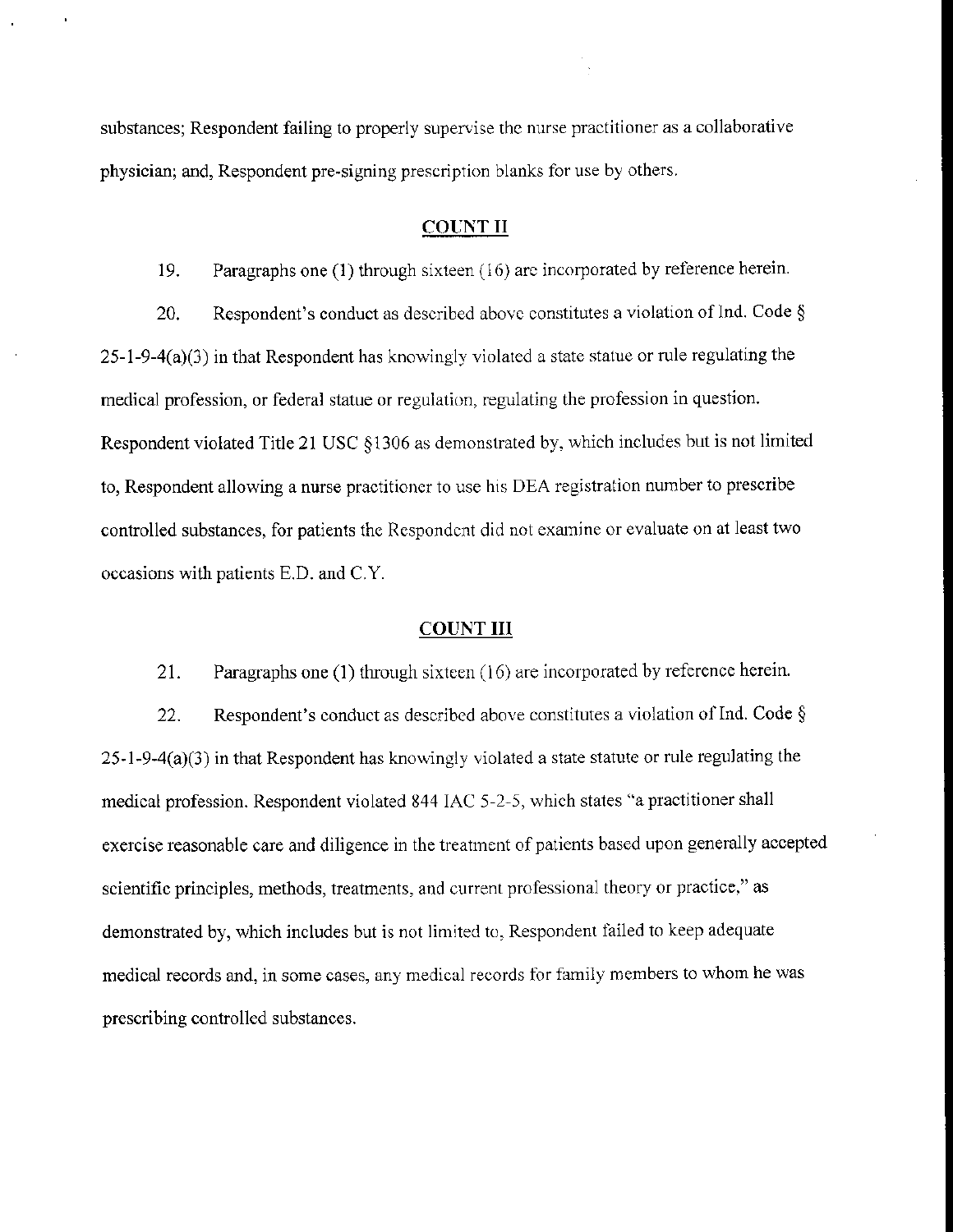substances; Respondent failing to properly supervise the nurse practitioner as a collaborative physician; and, Respondent pre-signing prescription blanks for use by others.

## COUNT II

19. Paragraphs one (1) through sixteen (16) are incorporated by reference herein.

20. Respondent's conduct as described above constitutes a violation of Ind. Code § 25-1-9-4(a)(3) in that Respondent has knowingly violated a state statue or rule regulating the medical profession, or federal statue or regulation, regulating the profession in question. Respondent violated Title 21 USC §1306 as demonstrated by, which includes but is not limited to, Respondent allowing a nurse practitioner to use his DEA registration number to prescribe controlled substances, for patients the Respondent did not examine or evaluate on at least two occasions with patients E.D. and C.Y.

## COUNT III

21. Paragraphs one (1) through sixteen (16) are incorporated by reference herein.

22. Respondent's conduct as described above constitutes a violation of Ind. Code § 25-1-9-4(a)(3) in that Respondent has knowingly violated a state statute or rule regulating the medical profession. Respondent violated 844 IAC 5-2-5, which states "a practitioner shall exercise reasonable care and diligence in the treatment of patients based upon generally accepted scientific principles, methods, treatments, and current professional theory or practice," as demonstrated by, which includes but is not limited to, Respondent failed to keep adequate medical records and, in some cases, any medical records for family members to whom he was prescribing controlled substances.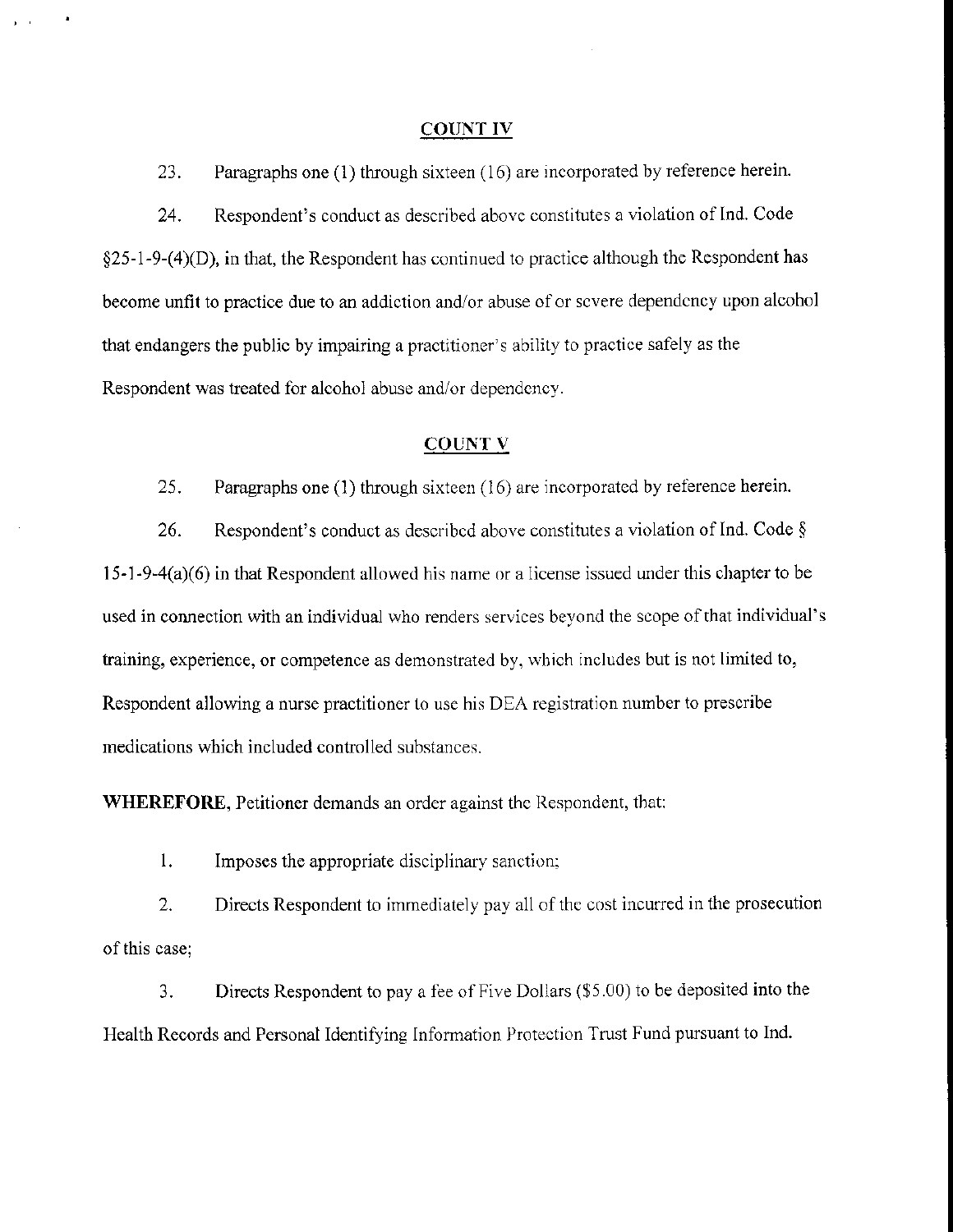## COUNT IV

23. Paragraphs one (1) through sixteen (16) are incorporated by reference herein.

24. Respondent's conduct as described above constitutes a violation of Ind. Code §25-1-9-(4)(D), in that, the Respondent has continued to practice although the Respondent has become unfit to practice due to an addiction and/or abuse of or severe dependency upon alcohol that endangers the public by impairing a practitioner's ability to practice safely as the Respondent was treated for alcohol abuse and/or dependency.

## COUNT V

25. Paragraphs one (1) through sixteen (16) are incorporated by reference herein.

26. Respondent's conduct as described above constitutes a violation of Ind. Code § 15-1-9-4(a)(6) in that Respondent allowed his name or a license issued under this chapter to be used in connection with an individual who renders services beyond the scope of that individual's training, experience, or competence as demonstrated by, which includes but is not limited to, Respondent allowing a nurse practitioner to use his DEA registration number to prescribe medications which included controlled substances.

**WHEREFORE,** Petitioner demands an order against the Respondent, that:

1. Imposes the appropriate disciplinary sanction;

2. Directs Respondent to immediately pay all of the cost incurred in the prosecution of this case;

3. Directs Respondent to pay a fee of Five Dollars ($5.00) to be deposited into the Health Records and Personal Identifying Information Protection Trust Fund pursuant to Ind.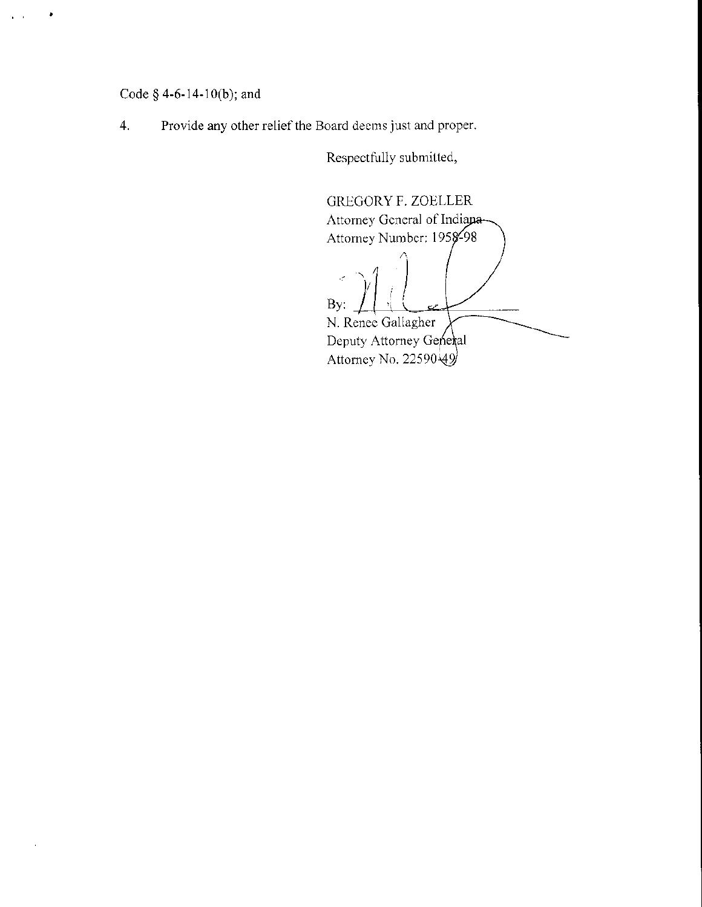Code § 4-6-14-10(b); and

4. Provide any other relief the Board deems just and proper.

Respectfully submitted,

GREGORY F. ZOELLER
Attorney General of Indiana
Attorney Number: 1958-98

By: ______________________
N. Renee Gallagher
Deputy Attorney General
Attorney No. 22590-49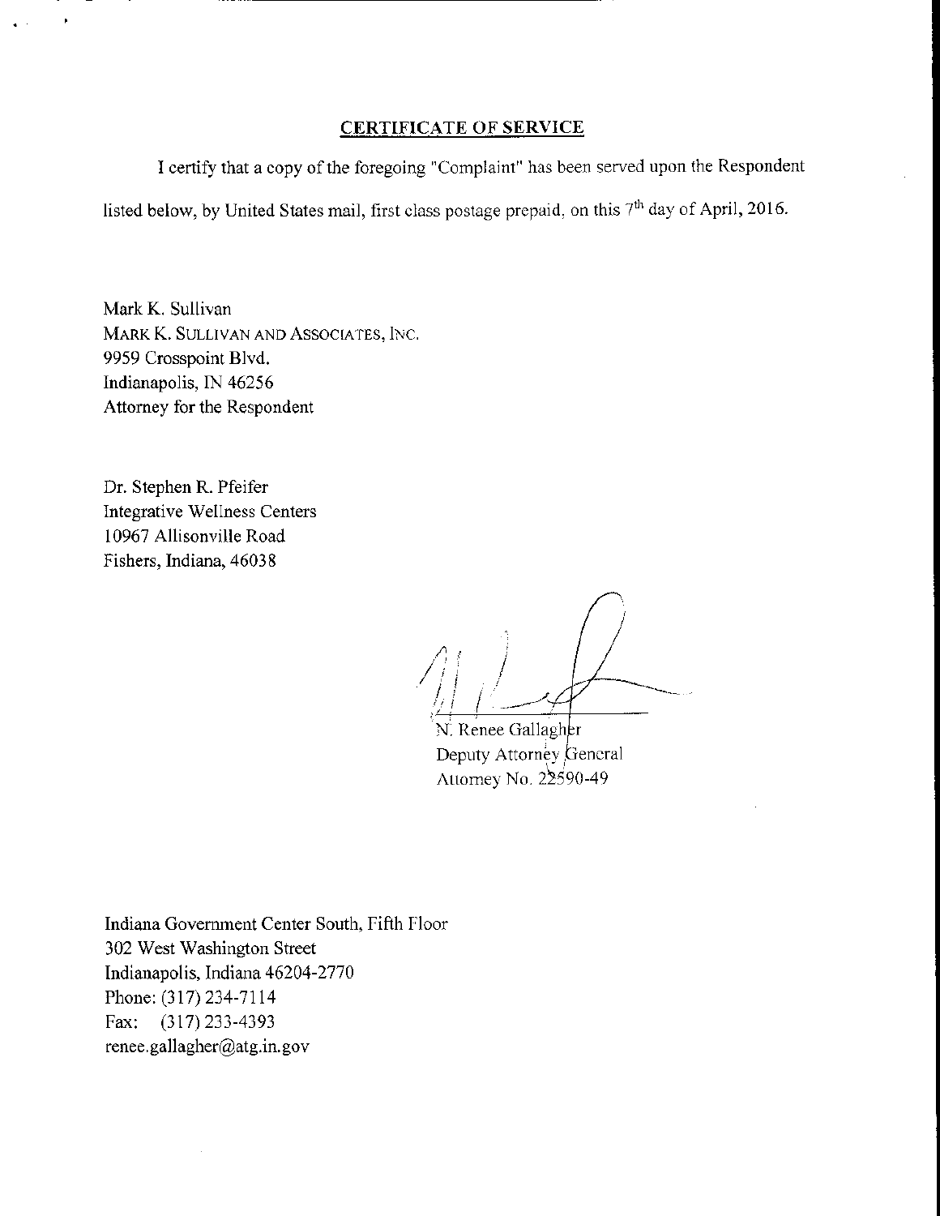**CERTIFICATE OF SERVICE**

I certify that a copy of the foregoing "Complaint" has been served upon the Respondent listed below, by United States mail, first class postage prepaid, on this 7th day of April, 2016.

Mark K. Sullivan
MARK K. SULLIVAN AND ASSOCIATES, INC.
9959 Crosspoint Blvd.
Indianapolis, IN 46256
Attorney for the Respondent

Dr. Stephen R. Pfeifer
Integrative Wellness Centers
10967 Allisonville Road
Fishers, Indiana, 46038

N. Renee Gallagher
Deputy Attorney General
Attorney No. 22590-49

Indiana Government Center South, Fifth Floor
302 West Washington Street
Indianapolis, Indiana 46204-2770
Phone: (317) 234-7114
Fax: (317) 233-4393
renee.gallagher@atg.in.gov